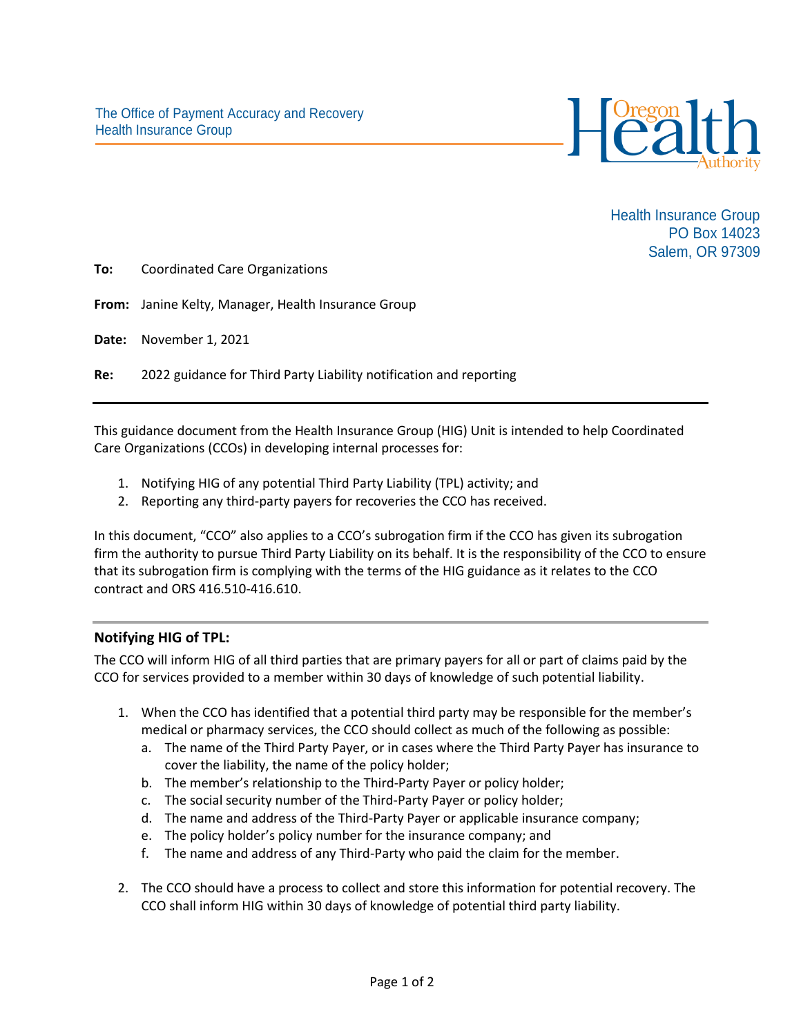The Office of Payment Accuracy and Recovery
Health Insurance Group

Health Insurance Group
PO Box 14023
Salem, OR 97309

**To:** Coordinated Care Organizations

**From:** Janine Kelty, Manager, Health Insurance Group

**Date:** November 1, 2021

**Re:** 2022 guidance for Third Party Liability notification and reporting

---

This guidance document from the Health Insurance Group (HIG) Unit is intended to help Coordinated Care Organizations (CCOs) in developing internal processes for:

1. Notifying HIG of any potential Third Party Liability (TPL) activity; and
2. Reporting any third-party payers for recoveries the CCO has received.

In this document, “CCO” also applies to a CCO’s subrogation firm if the CCO has given its subrogation firm the authority to pursue Third Party Liability on its behalf. It is the responsibility of the CCO to ensure that its subrogation firm is complying with the terms of the HIG guidance as it relates to the CCO contract and ORS 416.510-416.610.

---

## Notifying HIG of TPL:

The CCO will inform HIG of all third parties that are primary payers for all or part of claims paid by the CCO for services provided to a member within 30 days of knowledge of such potential liability.

1. When the CCO has identified that a potential third party may be responsible for the member’s medical or pharmacy services, the CCO should collect as much of the following as possible:
   a. The name of the Third Party Payer, or in cases where the Third Party Payer has insurance to cover the liability, the name of the policy holder;
   b. The member’s relationship to the Third-Party Payer or policy holder;
   c. The social security number of the Third-Party Payer or policy holder;
   d. The name and address of the Third-Party Payer or applicable insurance company;
   e. The policy holder’s policy number for the insurance company; and
   f. The name and address of any Third-Party who paid the claim for the member.

2. The CCO should have a process to collect and store this information for potential recovery. The CCO shall inform HIG within 30 days of knowledge of potential third party liability.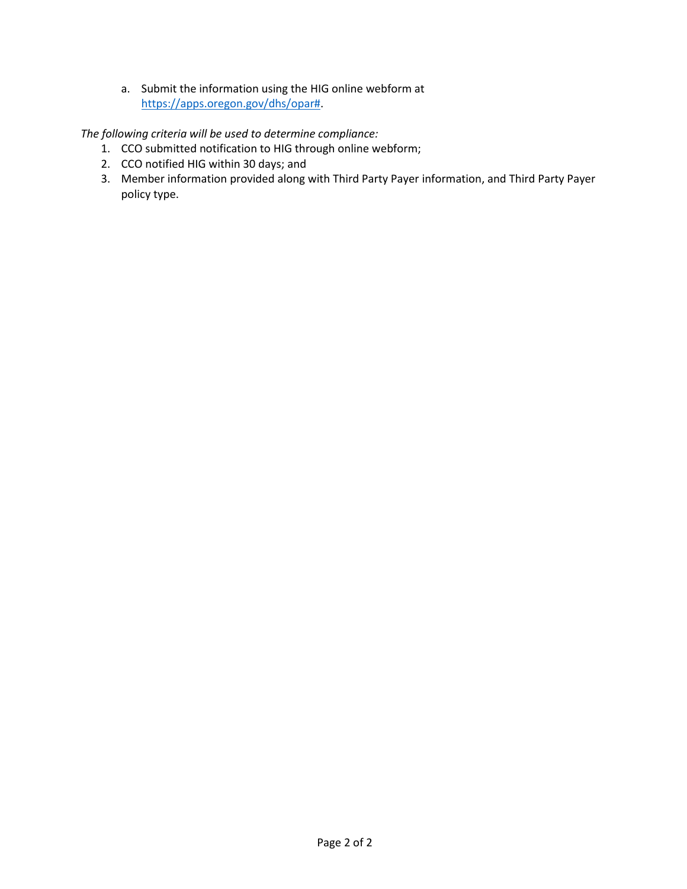a. Submit the information using the HIG online webform at https://apps.oregon.gov/dhs/opar#.

*The following criteria will be used to determine compliance:*

1. CCO submitted notification to HIG through online webform;
2. CCO notified HIG within 30 days; and
3. Member information provided along with Third Party Payer information, and Third Party Payer policy type.